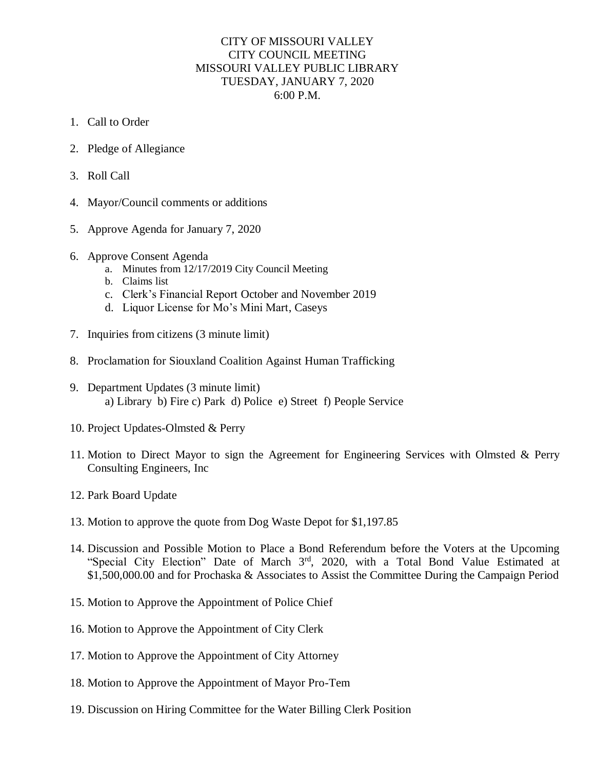# CITY OF MISSOURI VALLEY
## CITY COUNCIL MEETING
## MISSOURI VALLEY PUBLIC LIBRARY
## TUESDAY, JANUARY 7, 2020
## 6:00 P.M.

1. Call to Order

2. Pledge of Allegiance

3. Roll Call

4. Mayor/Council comments or additions

5. Approve Agenda for January 7, 2020

6. Approve Consent Agenda
   a. Minutes from 12/17/2019 City Council Meeting
   b. Claims list
   c. Clerk's Financial Report October and November 2019
   d. Liquor License for Mo's Mini Mart, Caseys

7. Inquiries from citizens (3 minute limit)

8. Proclamation for Siouxland Coalition Against Human Trafficking

9. Department Updates (3 minute limit)
   a) Library b) Fire c) Park d) Police e) Street f) People Service

10. Project Updates-Olmsted & Perry

11. Motion to Direct Mayor to sign the Agreement for Engineering Services with Olmsted & Perry Consulting Engineers, Inc

12. Park Board Update

13. Motion to approve the quote from Dog Waste Depot for $1,197.85

14. Discussion and Possible Motion to Place a Bond Referendum before the Voters at the Upcoming "Special City Election" Date of March 3rd, 2020, with a Total Bond Value Estimated at $1,500,000.00 and for Prochaska & Associates to Assist the Committee During the Campaign Period

15. Motion to Approve the Appointment of Police Chief

16. Motion to Approve the Appointment of City Clerk

17. Motion to Approve the Appointment of City Attorney

18. Motion to Approve the Appointment of Mayor Pro-Tem

19. Discussion on Hiring Committee for the Water Billing Clerk Position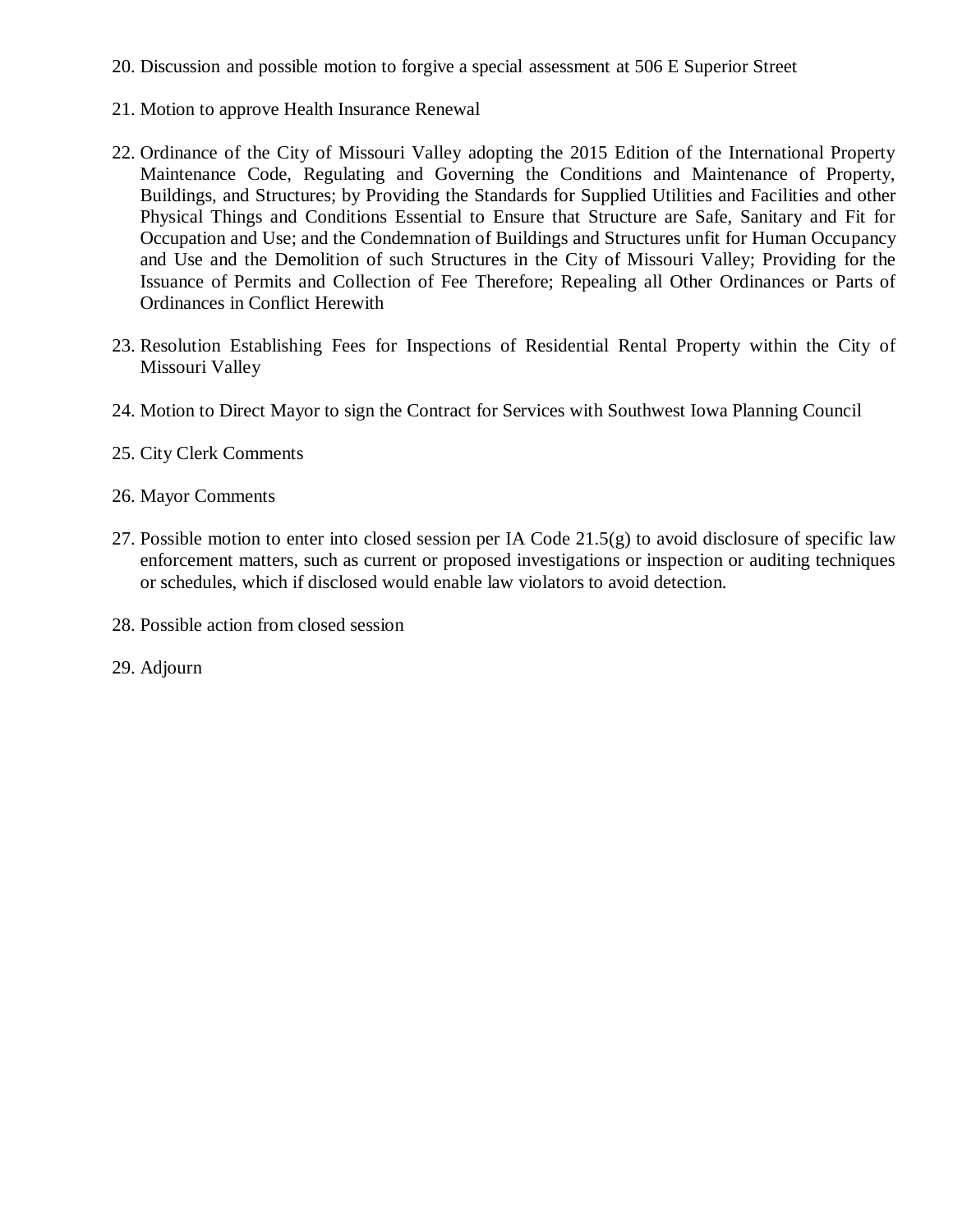20. Discussion and possible motion to forgive a special assessment at 506 E Superior Street

21. Motion to approve Health Insurance Renewal

22. Ordinance of the City of Missouri Valley adopting the 2015 Edition of the International Property Maintenance Code, Regulating and Governing the Conditions and Maintenance of Property, Buildings, and Structures; by Providing the Standards for Supplied Utilities and Facilities and other Physical Things and Conditions Essential to Ensure that Structure are Safe, Sanitary and Fit for Occupation and Use; and the Condemnation of Buildings and Structures unfit for Human Occupancy and Use and the Demolition of such Structures in the City of Missouri Valley; Providing for the Issuance of Permits and Collection of Fee Therefore; Repealing all Other Ordinances or Parts of Ordinances in Conflict Herewith

23. Resolution Establishing Fees for Inspections of Residential Rental Property within the City of Missouri Valley

24. Motion to Direct Mayor to sign the Contract for Services with Southwest Iowa Planning Council

25. City Clerk Comments

26. Mayor Comments

27. Possible motion to enter into closed session per IA Code 21.5(g) to avoid disclosure of specific law enforcement matters, such as current or proposed investigations or inspection or auditing techniques or schedules, which if disclosed would enable law violators to avoid detection.

28. Possible action from closed session

29. Adjourn